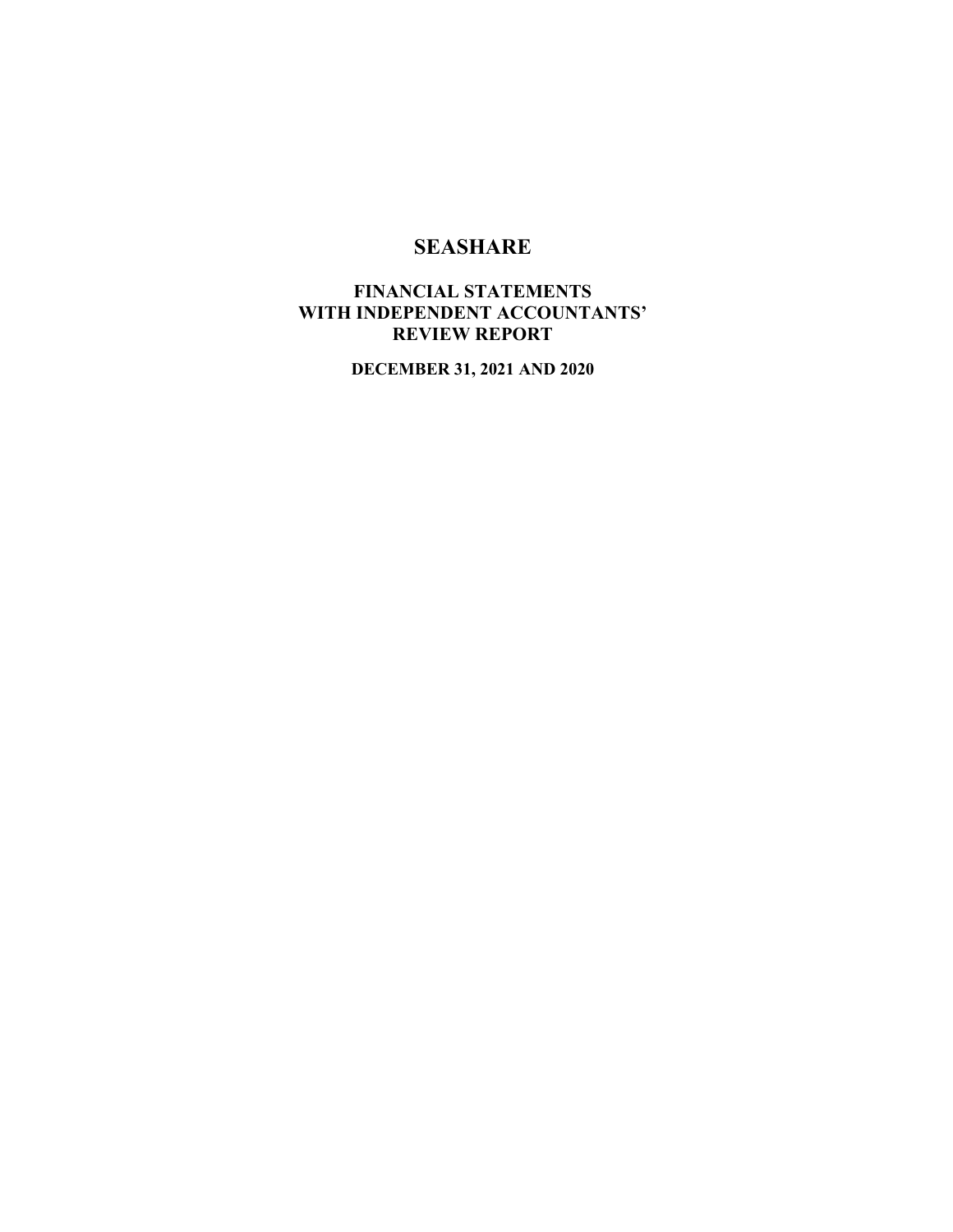# SEASHARE

## FINANCIAL STATEMENTS WITH INDEPENDENT ACCOUNTANTS' REVIEW REPORT

**DECEMBER 31, 2021 AND 2020**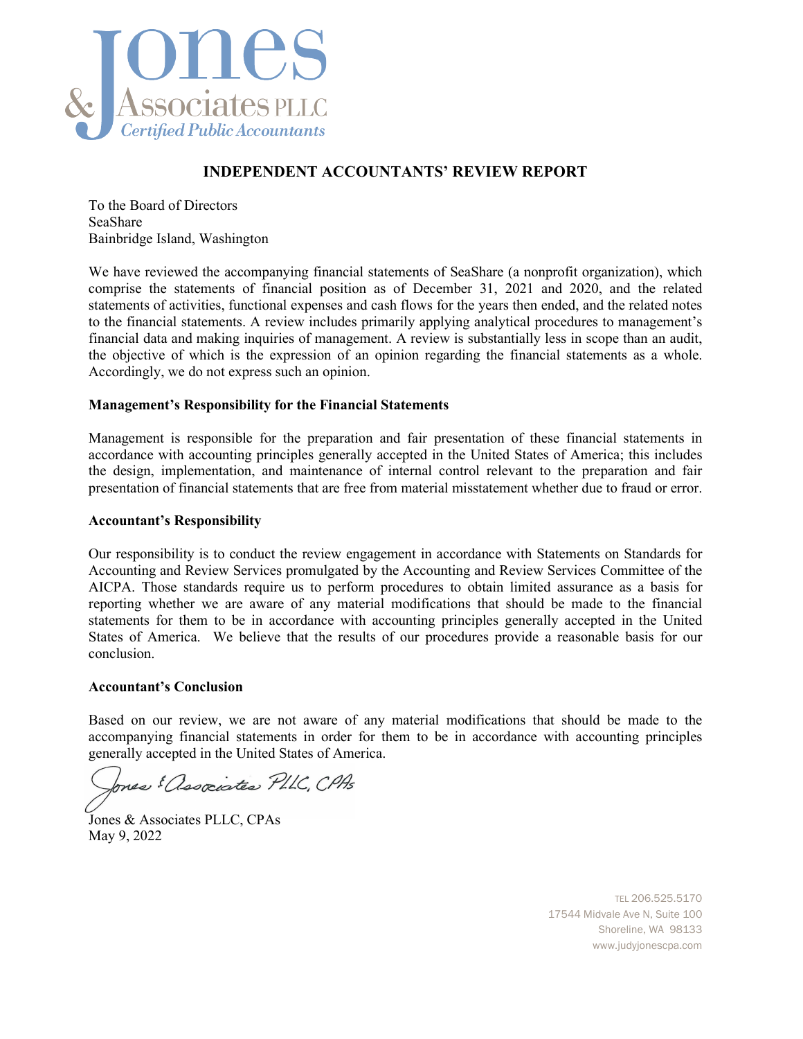Jones & Associates PLLC
*Certified Public Accountants*

## INDEPENDENT ACCOUNTANTS' REVIEW REPORT

To the Board of Directors
SeaShare
Bainbridge Island, Washington

We have reviewed the accompanying financial statements of SeaShare (a nonprofit organization), which comprise the statements of financial position as of December 31, 2021 and 2020, and the related statements of activities, functional expenses and cash flows for the years then ended, and the related notes to the financial statements. A review includes primarily applying analytical procedures to management's financial data and making inquiries of management. A review is substantially less in scope than an audit, the objective of which is the expression of an opinion regarding the financial statements as a whole. Accordingly, we do not express such an opinion.

### Management's Responsibility for the Financial Statements

Management is responsible for the preparation and fair presentation of these financial statements in accordance with accounting principles generally accepted in the United States of America; this includes the design, implementation, and maintenance of internal control relevant to the preparation and fair presentation of financial statements that are free from material misstatement whether due to fraud or error.

### Accountant's Responsibility

Our responsibility is to conduct the review engagement in accordance with Statements on Standards for Accounting and Review Services promulgated by the Accounting and Review Services Committee of the AICPA. Those standards require us to perform procedures to obtain limited assurance as a basis for reporting whether we are aware of any material modifications that should be made to the financial statements for them to be in accordance with accounting principles generally accepted in the United States of America. We believe that the results of our procedures provide a reasonable basis for our conclusion.

### Accountant's Conclusion

Based on our review, we are not aware of any material modifications that should be made to the accompanying financial statements in order for them to be in accordance with accounting principles generally accepted in the United States of America.

*Jones & Associates PLLC, CPAs*

Jones & Associates PLLC, CPAs
May 9, 2022

TEL 206.525.5170
17544 Midvale Ave N, Suite 100
Shoreline, WA 98133
www.judyjonescpa.com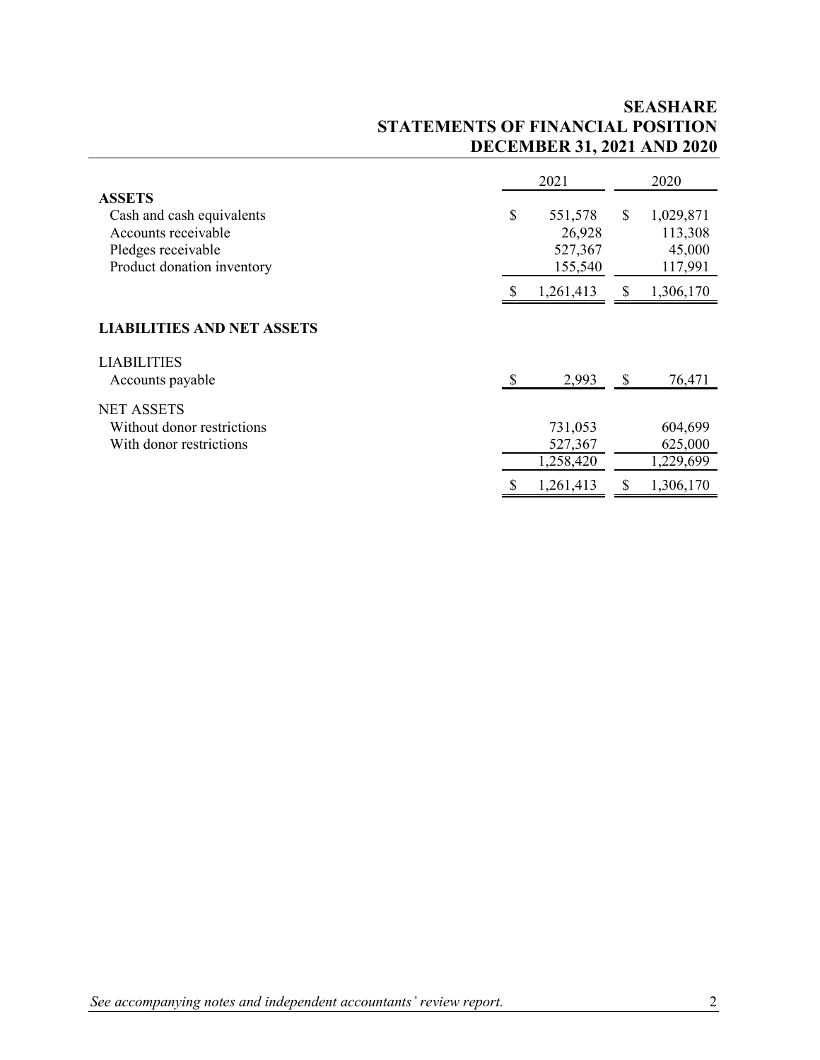# SEASHARE
## STATEMENTS OF FINANCIAL POSITION
## DECEMBER 31, 2021 AND 2020

| | 2021 | 2020 |
|---|---|---|
| **ASSETS** | | |
| Cash and cash equivalents | $ 551,578 | $ 1,029,871 |
| Accounts receivable | 26,928 | 113,308 |
| Pledges receivable | 527,367 | 45,000 |
| Product donation inventory | 155,540 | 117,991 |
| | $ 1,261,413 | $ 1,306,170 |
| **LIABILITIES AND NET ASSETS** | | |
| LIABILITIES | | |
| Accounts payable | $ 2,993 | $ 76,471 |
| NET ASSETS | | |
| Without donor restrictions | 731,053 | 604,699 |
| With donor restrictions | 527,367 | 625,000 |
| | 1,258,420 | 1,229,699 |
| | $ 1,261,413 | $ 1,306,170 |

*See accompanying notes and independent accountants' review report.*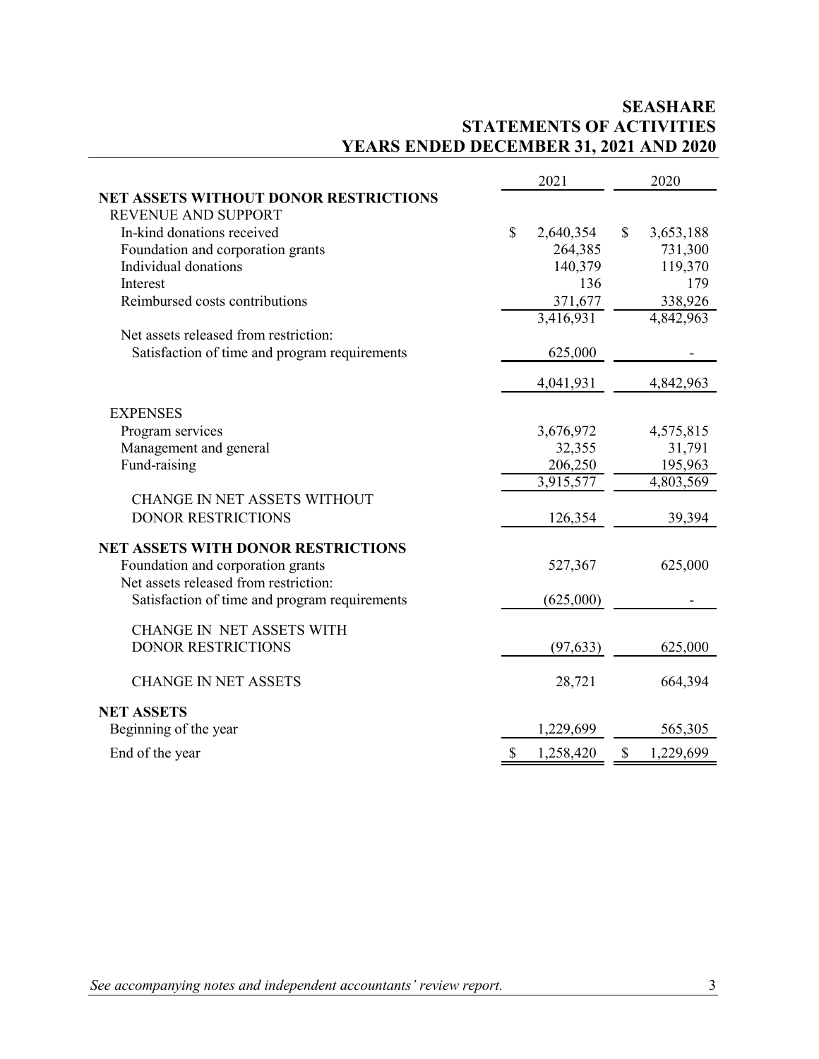# SEASHARE
## STATEMENTS OF ACTIVITIES
## YEARS ENDED DECEMBER 31, 2021 AND 2020

| | 2021 | 2020 |
|---|---|---|
| **NET ASSETS WITHOUT DONOR RESTRICTIONS** | | |
| REVENUE AND SUPPORT | | |
| In-kind donations received | $ 2,640,354 | $ 3,653,188 |
| Foundation and corporation grants | 264,385 | 731,300 |
| Individual donations | 140,379 | 119,370 |
| Interest | 136 | 179 |
| Reimbursed costs contributions | 371,677 | 338,926 |
| | 3,416,931 | 4,842,963 |
| Net assets released from restriction: | | |
| Satisfaction of time and program requirements | 625,000 | - |
| | 4,041,931 | 4,842,963 |
| EXPENSES | | |
| Program services | 3,676,972 | 4,575,815 |
| Management and general | 32,355 | 31,791 |
| Fund-raising | 206,250 | 195,963 |
| | 3,915,577 | 4,803,569 |
| CHANGE IN NET ASSETS WITHOUT DONOR RESTRICTIONS | 126,354 | 39,394 |
| **NET ASSETS WITH DONOR RESTRICTIONS** | | |
| Foundation and corporation grants | 527,367 | 625,000 |
| Net assets released from restriction: | | |
| Satisfaction of time and program requirements | (625,000) | - |
| CHANGE IN NET ASSETS WITH DONOR RESTRICTIONS | (97,633) | 625,000 |
| CHANGE IN NET ASSETS | 28,721 | 664,394 |
| **NET ASSETS** | | |
| Beginning of the year | 1,229,699 | 565,305 |
| End of the year | $ 1,258,420 | $ 1,229,699 |

*See accompanying notes and independent accountants' review report.*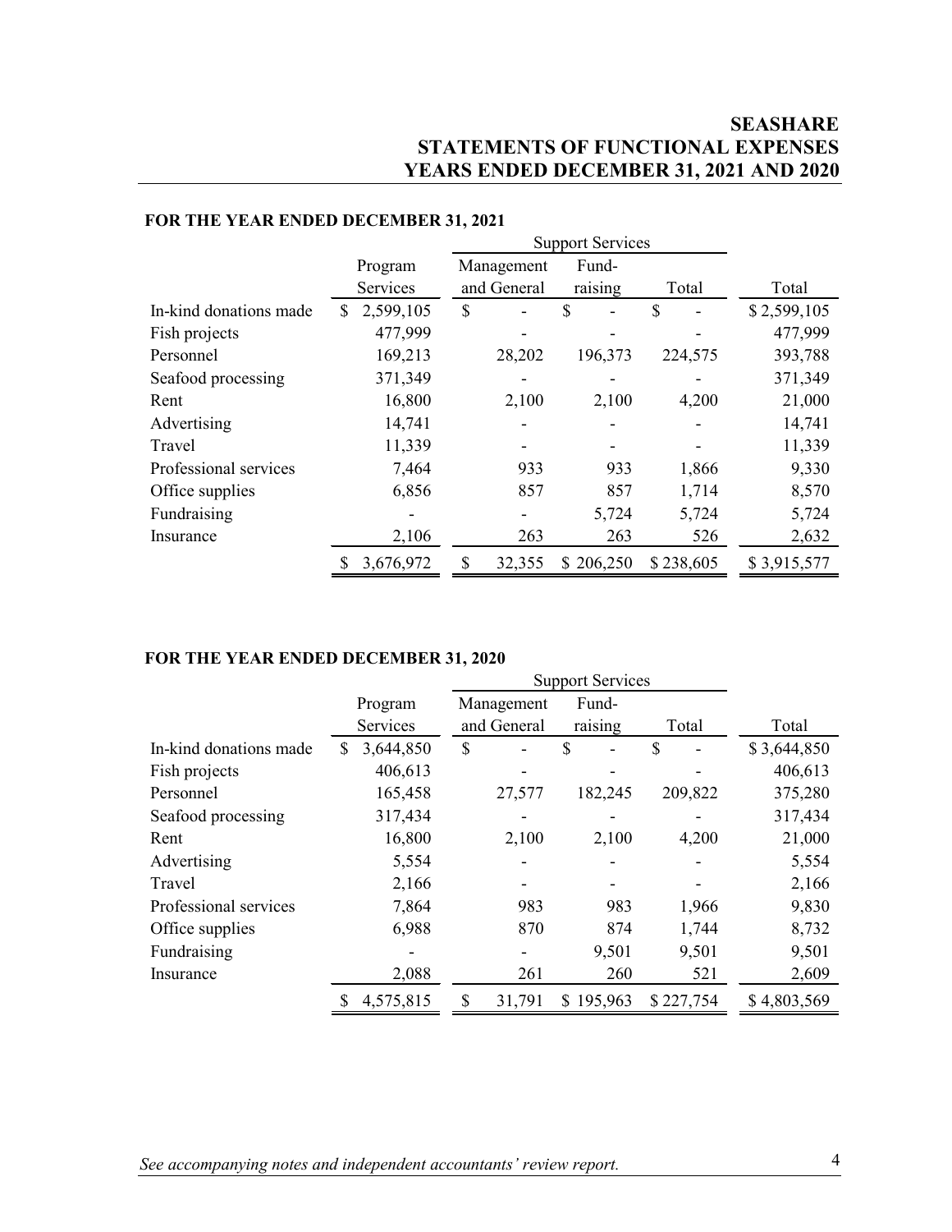# SEASHARE
## STATEMENTS OF FUNCTIONAL EXPENSES
## YEARS ENDED DECEMBER 31, 2021 AND 2020

### FOR THE YEAR ENDED DECEMBER 31, 2021

| | Program Services | Support Services | | | Total |
|---|---|---|---|---|---|
| | | Management and General | Fund-raising | Total | |
| In-kind donations made | $ 2,599,105 | $ - | $ - | $ - | $ 2,599,105 |
| Fish projects | 477,999 | - | - | - | 477,999 |
| Personnel | 169,213 | 28,202 | 196,373 | 224,575 | 393,788 |
| Seafood processing | 371,349 | - | - | - | 371,349 |
| Rent | 16,800 | 2,100 | 2,100 | 4,200 | 21,000 |
| Advertising | 14,741 | - | - | - | 14,741 |
| Travel | 11,339 | - | - | - | 11,339 |
| Professional services | 7,464 | 933 | 933 | 1,866 | 9,330 |
| Office supplies | 6,856 | 857 | 857 | 1,714 | 8,570 |
| Fundraising | - | - | 5,724 | 5,724 | 5,724 |
| Insurance | 2,106 | 263 | 263 | 526 | 2,632 |
| | $ 3,676,972 | $ 32,355 | $ 206,250 | $ 238,605 | $ 3,915,577 |

### FOR THE YEAR ENDED DECEMBER 31, 2020

| | Program Services | Support Services | | | Total |
|---|---|---|---|---|---|
| | | Management and General | Fund-raising | Total | |
| In-kind donations made | $ 3,644,850 | $ - | $ - | $ - | $ 3,644,850 |
| Fish projects | 406,613 | - | - | - | 406,613 |
| Personnel | 165,458 | 27,577 | 182,245 | 209,822 | 375,280 |
| Seafood processing | 317,434 | - | - | - | 317,434 |
| Rent | 16,800 | 2,100 | 2,100 | 4,200 | 21,000 |
| Advertising | 5,554 | - | - | - | 5,554 |
| Travel | 2,166 | - | - | - | 2,166 |
| Professional services | 7,864 | 983 | 983 | 1,966 | 9,830 |
| Office supplies | 6,988 | 870 | 874 | 1,744 | 8,732 |
| Fundraising | - | - | 9,501 | 9,501 | 9,501 |
| Insurance | 2,088 | 261 | 260 | 521 | 2,609 |
| | $ 4,575,815 | $ 31,791 | $ 195,963 | $ 227,754 | $ 4,803,569 |

*See accompanying notes and independent accountants' review report.*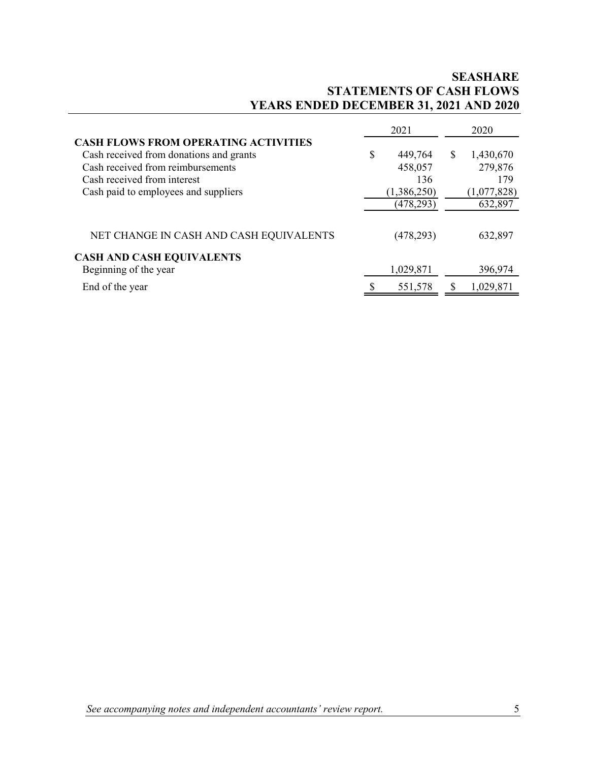# SEASHARE
## STATEMENTS OF CASH FLOWS
## YEARS ENDED DECEMBER 31, 2021 AND 2020

| | 2021 | 2020 |
|---|---|---|
| **CASH FLOWS FROM OPERATING ACTIVITIES** | | |
| Cash received from donations and grants | $ 449,764 | $ 1,430,670 |
| Cash received from reimbursements | 458,057 | 279,876 |
| Cash received from interest | 136 | 179 |
| Cash paid to employees and suppliers | (1,386,250) | (1,077,828) |
| | (478,293) | 632,897 |
| NET CHANGE IN CASH AND CASH EQUIVALENTS | (478,293) | 632,897 |
| **CASH AND CASH EQUIVALENTS** | | |
| Beginning of the year | 1,029,871 | 396,974 |
| End of the year | $ 551,578 | $ 1,029,871 |

*See accompanying notes and independent accountants' review report.*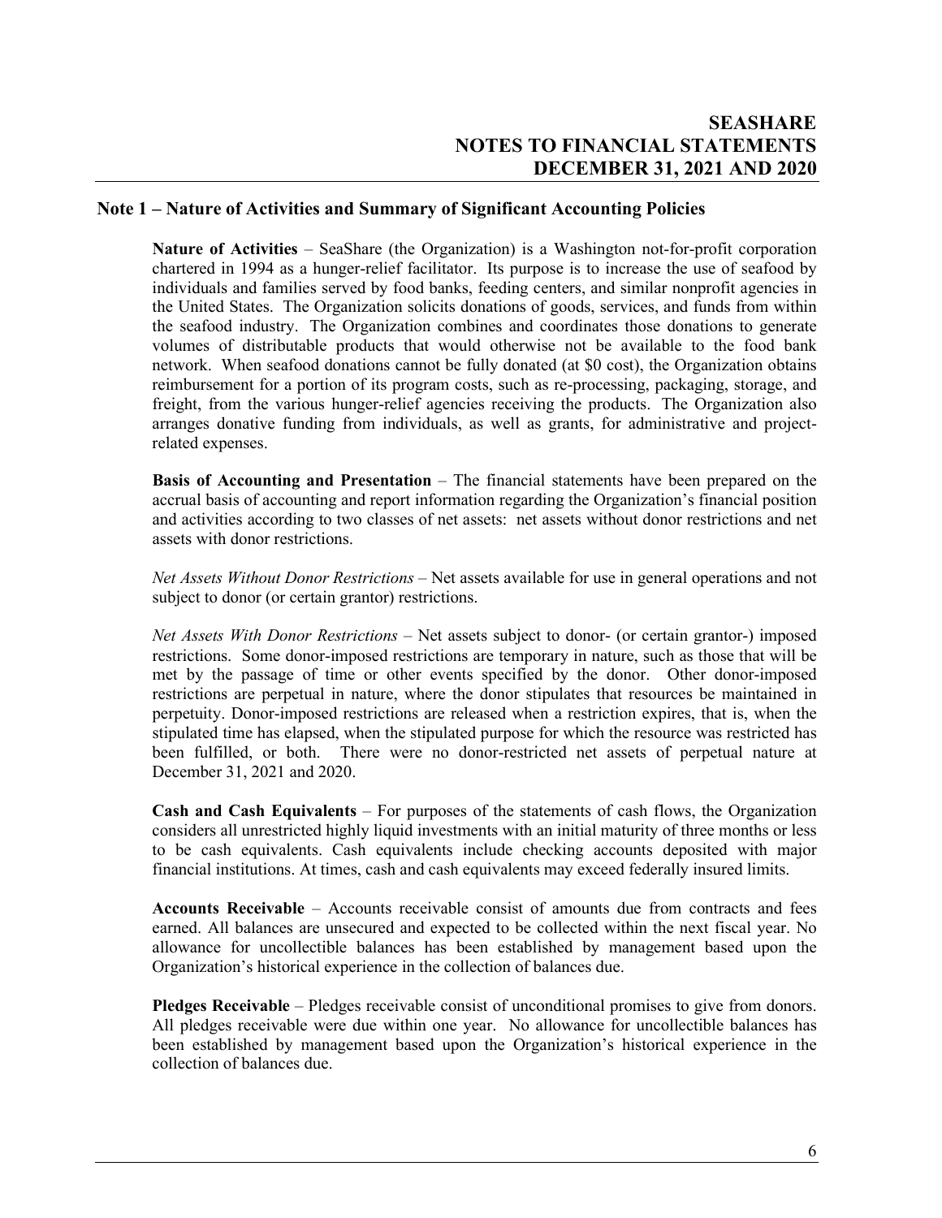## Note 1 – Nature of Activities and Summary of Significant Accounting Policies

**Nature of Activities** – SeaShare (the Organization) is a Washington not-for-profit corporation chartered in 1994 as a hunger-relief facilitator. Its purpose is to increase the use of seafood by individuals and families served by food banks, feeding centers, and similar nonprofit agencies in the United States. The Organization solicits donations of goods, services, and funds from within the seafood industry. The Organization combines and coordinates those donations to generate volumes of distributable products that would otherwise not be available to the food bank network. When seafood donations cannot be fully donated (at $0 cost), the Organization obtains reimbursement for a portion of its program costs, such as re-processing, packaging, storage, and freight, from the various hunger-relief agencies receiving the products. The Organization also arranges donative funding from individuals, as well as grants, for administrative and project-related expenses.

**Basis of Accounting and Presentation** – The financial statements have been prepared on the accrual basis of accounting and report information regarding the Organization's financial position and activities according to two classes of net assets: net assets without donor restrictions and net assets with donor restrictions.

*Net Assets Without Donor Restrictions* – Net assets available for use in general operations and not subject to donor (or certain grantor) restrictions.

*Net Assets With Donor Restrictions* – Net assets subject to donor- (or certain grantor-) imposed restrictions. Some donor-imposed restrictions are temporary in nature, such as those that will be met by the passage of time or other events specified by the donor. Other donor-imposed restrictions are perpetual in nature, where the donor stipulates that resources be maintained in perpetuity. Donor-imposed restrictions are released when a restriction expires, that is, when the stipulated time has elapsed, when the stipulated purpose for which the resource was restricted has been fulfilled, or both. There were no donor-restricted net assets of perpetual nature at December 31, 2021 and 2020.

**Cash and Cash Equivalents** – For purposes of the statements of cash flows, the Organization considers all unrestricted highly liquid investments with an initial maturity of three months or less to be cash equivalents. Cash equivalents include checking accounts deposited with major financial institutions. At times, cash and cash equivalents may exceed federally insured limits.

**Accounts Receivable** – Accounts receivable consist of amounts due from contracts and fees earned. All balances are unsecured and expected to be collected within the next fiscal year. No allowance for uncollectible balances has been established by management based upon the Organization's historical experience in the collection of balances due.

**Pledges Receivable** – Pledges receivable consist of unconditional promises to give from donors. All pledges receivable were due within one year. No allowance for uncollectible balances has been established by management based upon the Organization's historical experience in the collection of balances due.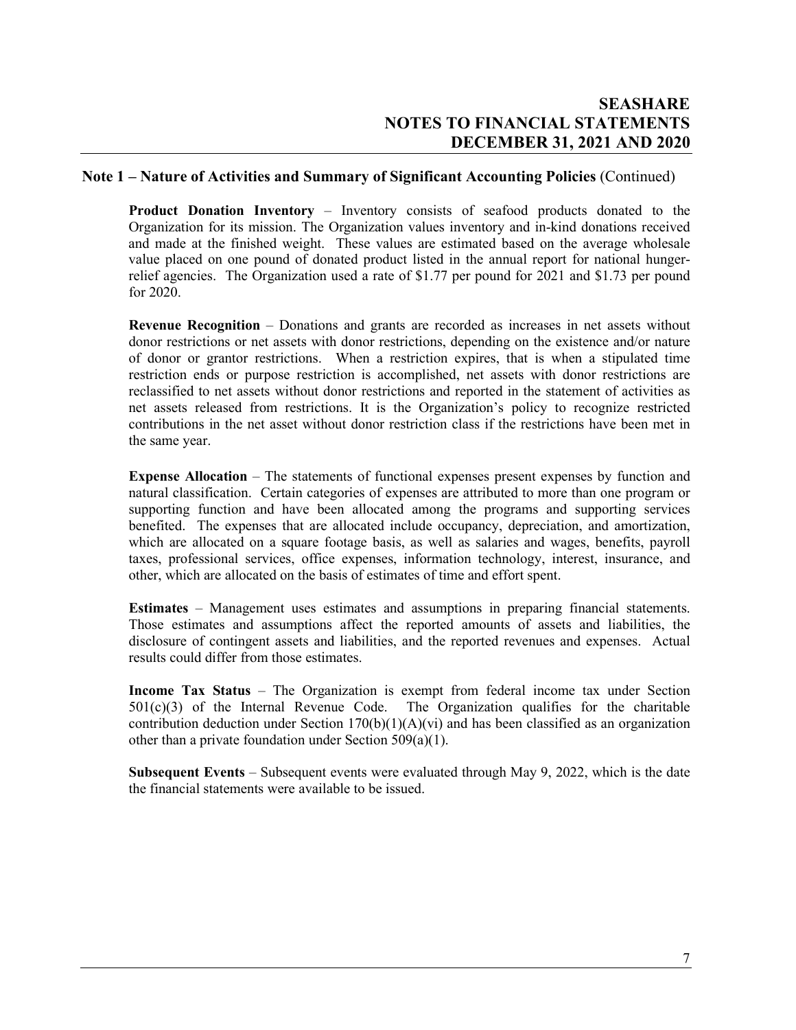## Note 1 – Nature of Activities and Summary of Significant Accounting Policies (Continued)

**Product Donation Inventory** – Inventory consists of seafood products donated to the Organization for its mission. The Organization values inventory and in-kind donations received and made at the finished weight. These values are estimated based on the average wholesale value placed on one pound of donated product listed in the annual report for national hunger-relief agencies. The Organization used a rate of $1.77 per pound for 2021 and $1.73 per pound for 2020.

**Revenue Recognition** – Donations and grants are recorded as increases in net assets without donor restrictions or net assets with donor restrictions, depending on the existence and/or nature of donor or grantor restrictions. When a restriction expires, that is when a stipulated time restriction ends or purpose restriction is accomplished, net assets with donor restrictions are reclassified to net assets without donor restrictions and reported in the statement of activities as net assets released from restrictions. It is the Organization's policy to recognize restricted contributions in the net asset without donor restriction class if the restrictions have been met in the same year.

**Expense Allocation** – The statements of functional expenses present expenses by function and natural classification. Certain categories of expenses are attributed to more than one program or supporting function and have been allocated among the programs and supporting services benefited. The expenses that are allocated include occupancy, depreciation, and amortization, which are allocated on a square footage basis, as well as salaries and wages, benefits, payroll taxes, professional services, office expenses, information technology, interest, insurance, and other, which are allocated on the basis of estimates of time and effort spent.

**Estimates** – Management uses estimates and assumptions in preparing financial statements. Those estimates and assumptions affect the reported amounts of assets and liabilities, the disclosure of contingent assets and liabilities, and the reported revenues and expenses. Actual results could differ from those estimates.

**Income Tax Status** – The Organization is exempt from federal income tax under Section 501(c)(3) of the Internal Revenue Code. The Organization qualifies for the charitable contribution deduction under Section 170(b)(1)(A)(vi) and has been classified as an organization other than a private foundation under Section 509(a)(1).

**Subsequent Events** – Subsequent events were evaluated through May 9, 2022, which is the date the financial statements were available to be issued.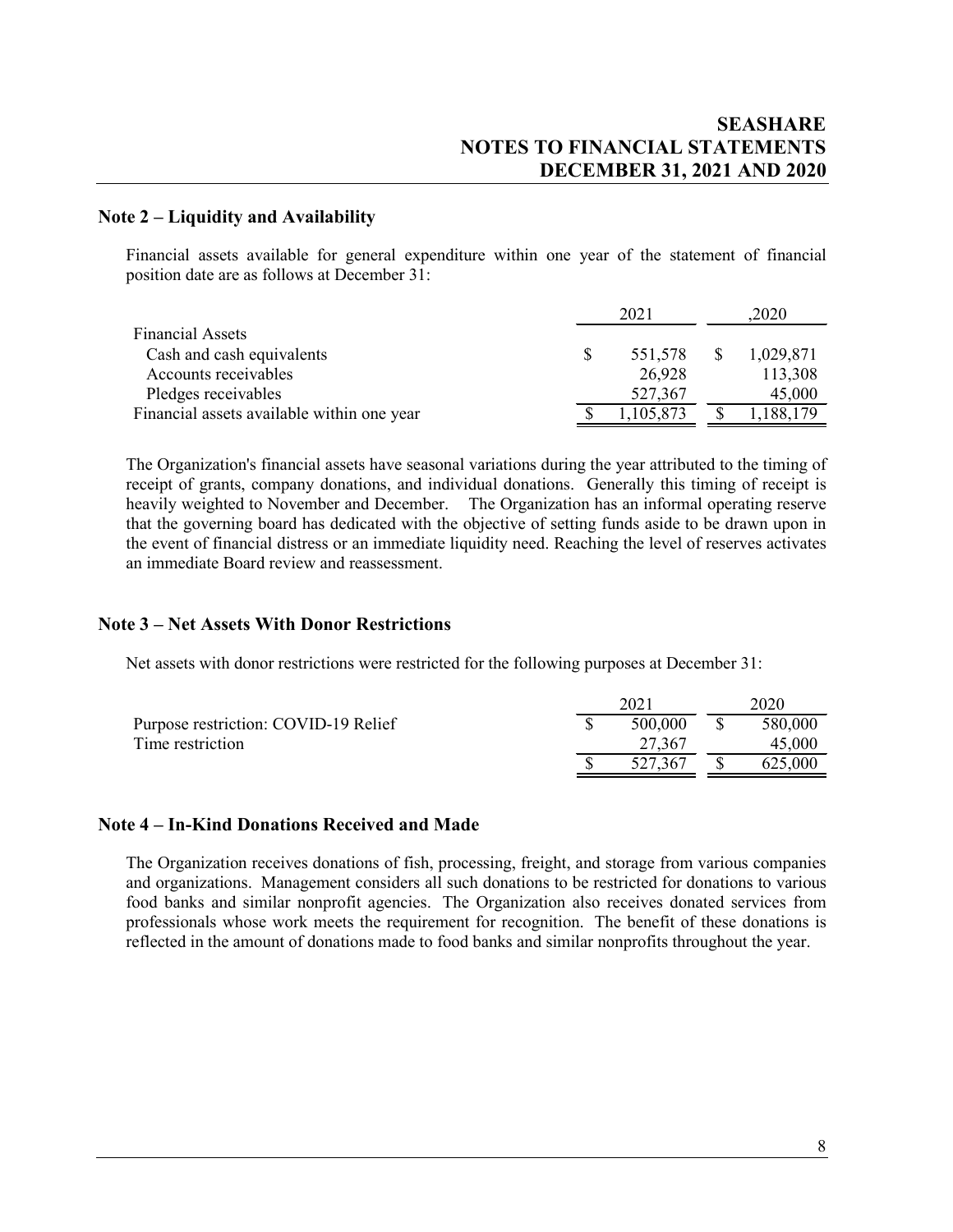## Note 2 – Liquidity and Availability

Financial assets available for general expenditure within one year of the statement of financial position date are as follows at December 31:

| | 2021 | ,2020 |
|---|---|---|
| Financial Assets | | |
| Cash and cash equivalents | $ 551,578 | $ 1,029,871 |
| Accounts receivables | 26,928 | 113,308 |
| Pledges receivables | 527,367 | 45,000 |
| Financial assets available within one year | $ 1,105,873 | $ 1,188,179 |

The Organization's financial assets have seasonal variations during the year attributed to the timing of receipt of grants, company donations, and individual donations. Generally this timing of receipt is heavily weighted to November and December. The Organization has an informal operating reserve that the governing board has dedicated with the objective of setting funds aside to be drawn upon in the event of financial distress or an immediate liquidity need. Reaching the level of reserves activates an immediate Board review and reassessment.

## Note 3 – Net Assets With Donor Restrictions

Net assets with donor restrictions were restricted for the following purposes at December 31:

| | 2021 | 2020 |
|---|---|---|
| Purpose restriction: COVID-19 Relief | $ 500,000 | $ 580,000 |
| Time restriction | 27,367 | 45,000 |
| | $ 527,367 | $ 625,000 |

## Note 4 – In-Kind Donations Received and Made

The Organization receives donations of fish, processing, freight, and storage from various companies and organizations. Management considers all such donations to be restricted for donations to various food banks and similar nonprofit agencies. The Organization also receives donated services from professionals whose work meets the requirement for recognition. The benefit of these donations is reflected in the amount of donations made to food banks and similar nonprofits throughout the year.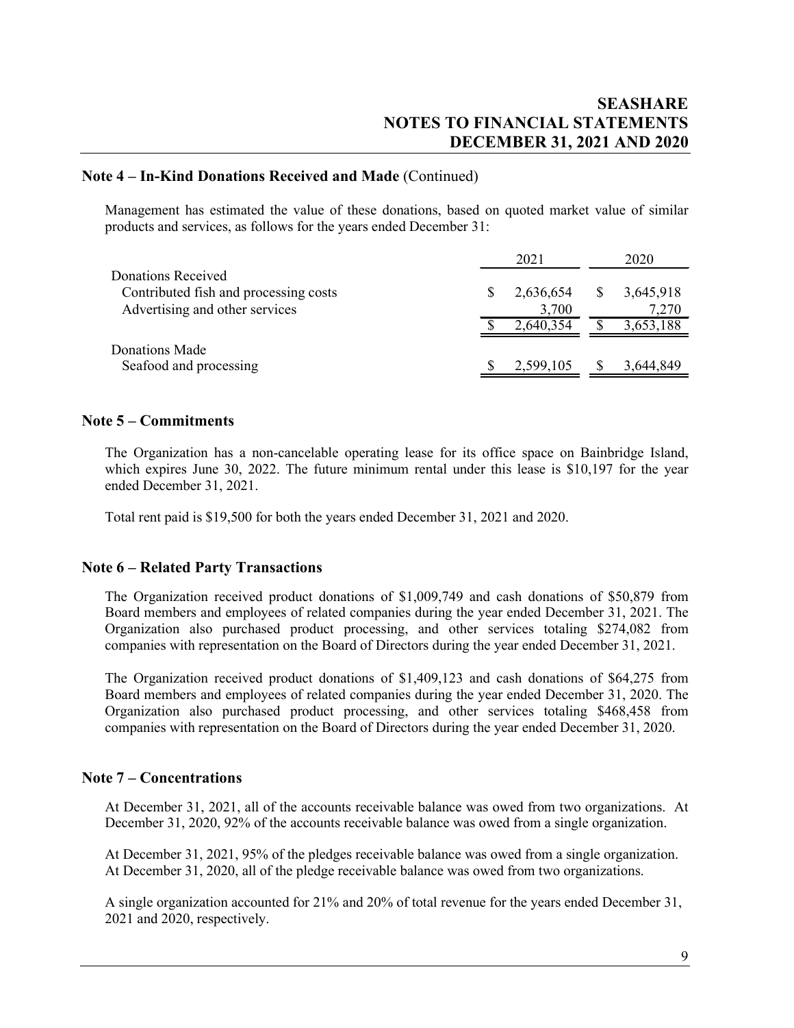## Note 4 – In-Kind Donations Received and Made (Continued)

Management has estimated the value of these donations, based on quoted market value of similar products and services, as follows for the years ended December 31:

| | 2021 | 2020 |
|---|---|---|
| Donations Received | | |
| Contributed fish and processing costs | $ 2,636,654 | $ 3,645,918 |
| Advertising and other services | 3,700 | 7,270 |
| | $ 2,640,354 | $ 3,653,188 |
| Donations Made | | |
| Seafood and processing | $ 2,599,105 | $ 3,644,849 |

## Note 5 – Commitments

The Organization has a non-cancelable operating lease for its office space on Bainbridge Island, which expires June 30, 2022. The future minimum rental under this lease is $10,197 for the year ended December 31, 2021.

Total rent paid is $19,500 for both the years ended December 31, 2021 and 2020.

## Note 6 – Related Party Transactions

The Organization received product donations of $1,009,749 and cash donations of $50,879 from Board members and employees of related companies during the year ended December 31, 2021. The Organization also purchased product processing, and other services totaling $274,082 from companies with representation on the Board of Directors during the year ended December 31, 2021.

The Organization received product donations of $1,409,123 and cash donations of $64,275 from Board members and employees of related companies during the year ended December 31, 2020. The Organization also purchased product processing, and other services totaling $468,458 from companies with representation on the Board of Directors during the year ended December 31, 2020.

## Note 7 – Concentrations

At December 31, 2021, all of the accounts receivable balance was owed from two organizations. At December 31, 2020, 92% of the accounts receivable balance was owed from a single organization.

At December 31, 2021, 95% of the pledges receivable balance was owed from a single organization. At December 31, 2020, all of the pledge receivable balance was owed from two organizations.

A single organization accounted for 21% and 20% of total revenue for the years ended December 31, 2021 and 2020, respectively.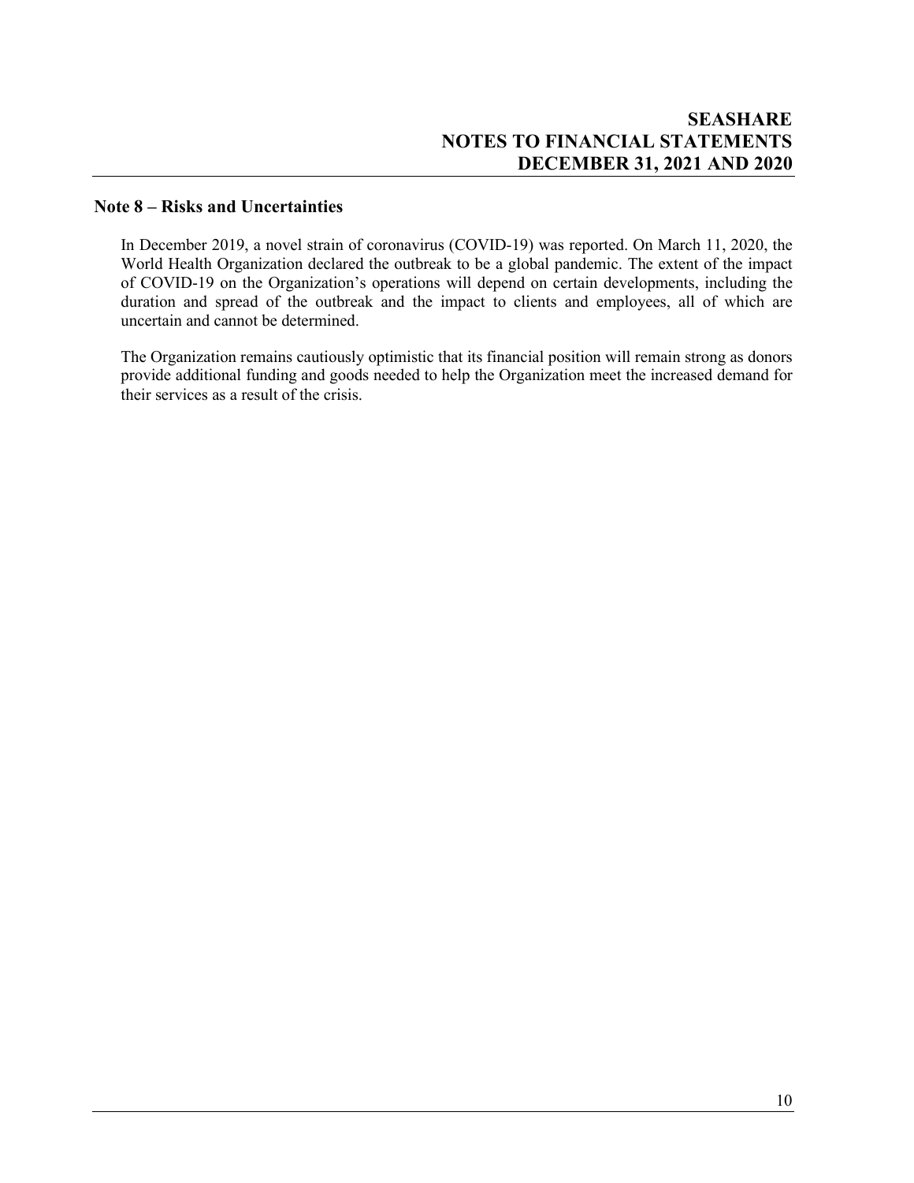## Note 8 – Risks and Uncertainties

In December 2019, a novel strain of coronavirus (COVID-19) was reported. On March 11, 2020, the World Health Organization declared the outbreak to be a global pandemic. The extent of the impact of COVID-19 on the Organization's operations will depend on certain developments, including the duration and spread of the outbreak and the impact to clients and employees, all of which are uncertain and cannot be determined.

The Organization remains cautiously optimistic that its financial position will remain strong as donors provide additional funding and goods needed to help the Organization meet the increased demand for their services as a result of the crisis.